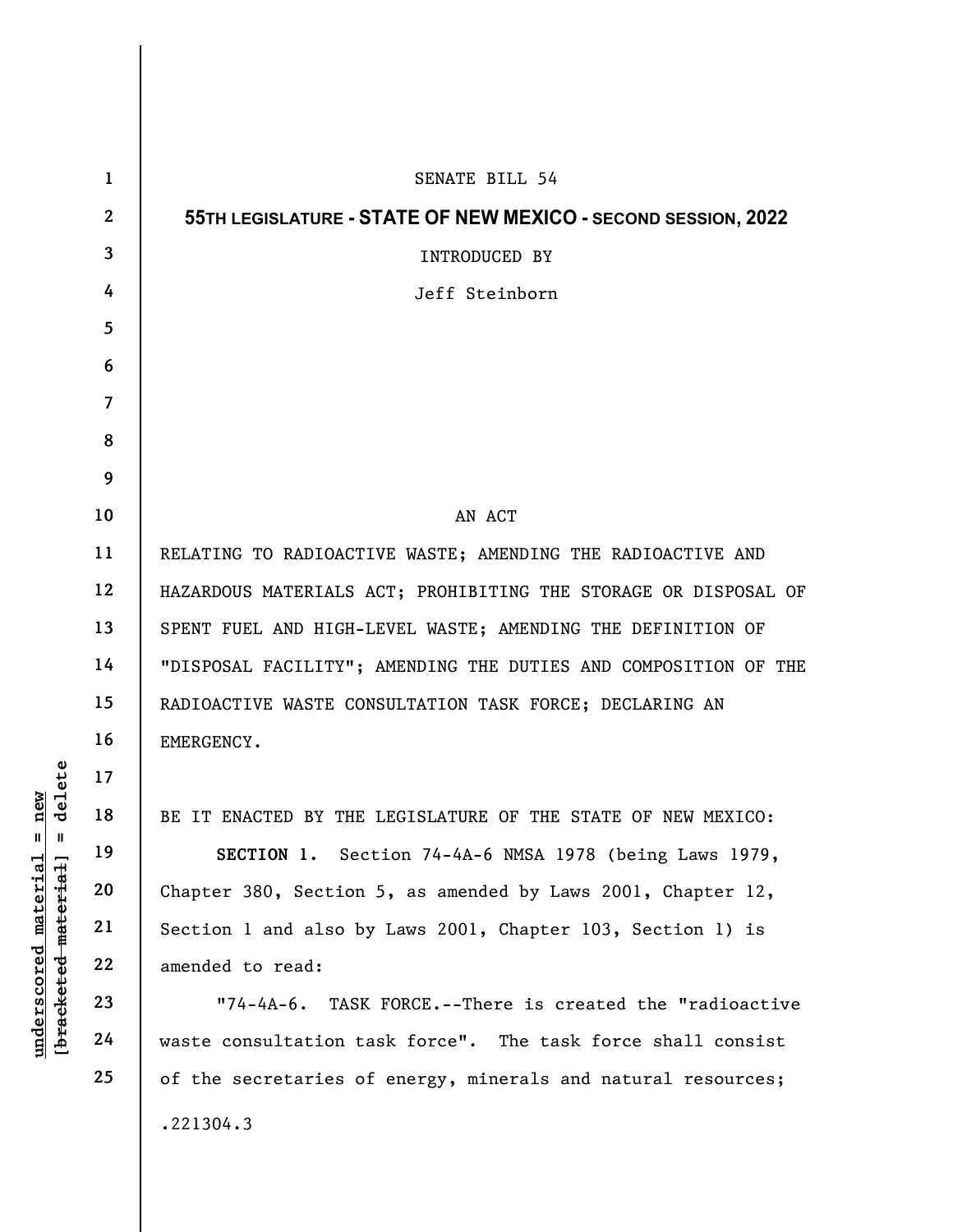SENATE BILL 54

**55TH LEGISLATURE - STATE OF NEW MEXICO - SECOND SESSION, 2022**

INTRODUCED BY

Jeff Steinborn

AN ACT

RELATING TO RADIOACTIVE WASTE; AMENDING THE RADIOACTIVE AND HAZARDOUS MATERIALS ACT; PROHIBITING THE STORAGE OR DISPOSAL OF SPENT FUEL AND HIGH-LEVEL WASTE; AMENDING THE DEFINITION OF "DISPOSAL FACILITY"; AMENDING THE DUTIES AND COMPOSITION OF THE RADIOACTIVE WASTE CONSULTATION TASK FORCE; DECLARING AN EMERGENCY.

BE IT ENACTED BY THE LEGISLATURE OF THE STATE OF NEW MEXICO:

**SECTION 1.** Section 74-4A-6 NMSA 1978 (being Laws 1979, Chapter 380, Section 5, as amended by Laws 2001, Chapter 12, Section 1 and also by Laws 2001, Chapter 103, Section 1) is amended to read:

"74-4A-6. TASK FORCE.--There is created the "radioactive waste consultation task force". The task force shall consist of the secretaries of energy, minerals and natural resources;

.221304.3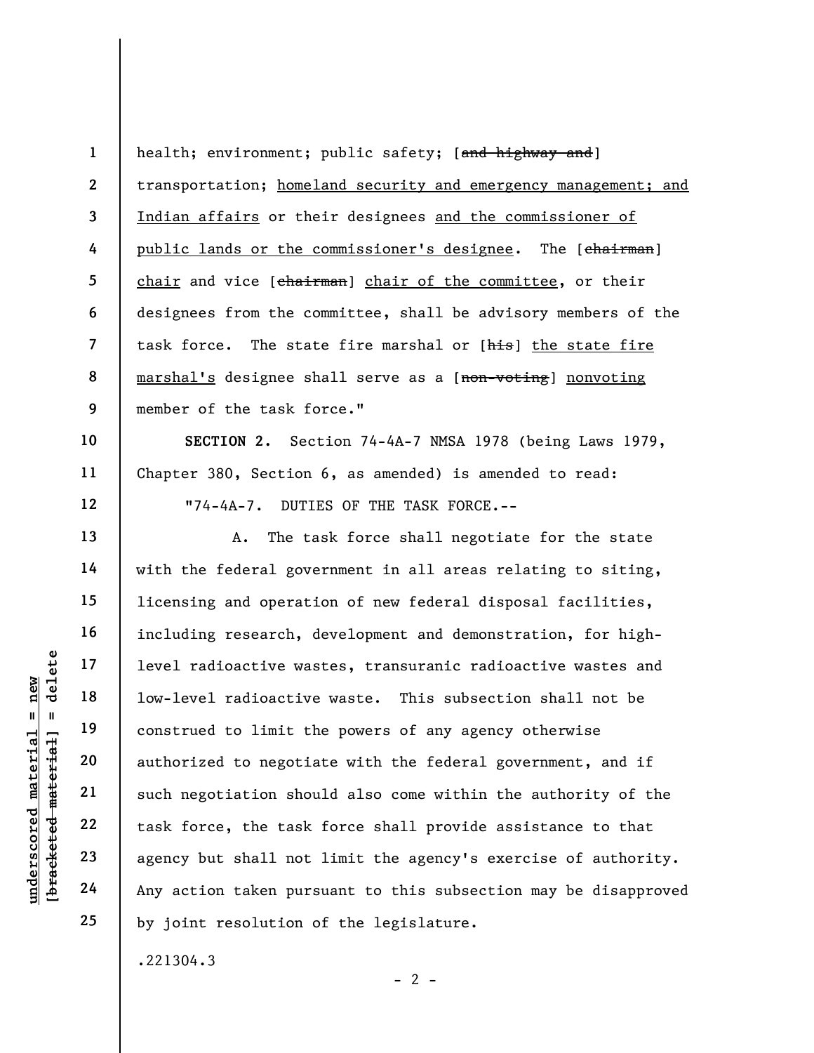health; environment; public safety; [~~and highway and~~] transportation; <u>homeland security and emergency management; and Indian affairs</u> or their designees <u>and the commissioner of public lands or the commissioner's designee</u>. The [~~chairman~~] <u>chair</u> and vice [~~chairman~~] <u>chair of the committee</u>, or their designees from the committee, shall be advisory members of the task force. The state fire marshal or [~~his~~] <u>the state fire marshal's</u> designee shall serve as a [~~non-voting~~] <u>nonvoting</u> member of the task force."

**SECTION 2.** Section 74-4A-7 NMSA 1978 (being Laws 1979, Chapter 380, Section 6, as amended) is amended to read:

"74-4A-7. DUTIES OF THE TASK FORCE.--

A. The task force shall negotiate for the state with the federal government in all areas relating to siting, licensing and operation of new federal disposal facilities, including research, development and demonstration, for high-level radioactive wastes, transuranic radioactive wastes and low-level radioactive waste. This subsection shall not be construed to limit the powers of any agency otherwise authorized to negotiate with the federal government, and if such negotiation should also come within the authority of the task force, the task force shall provide assistance to that agency but shall not limit the agency's exercise of authority. Any action taken pursuant to this subsection may be disapproved by joint resolution of the legislature.

.221304.3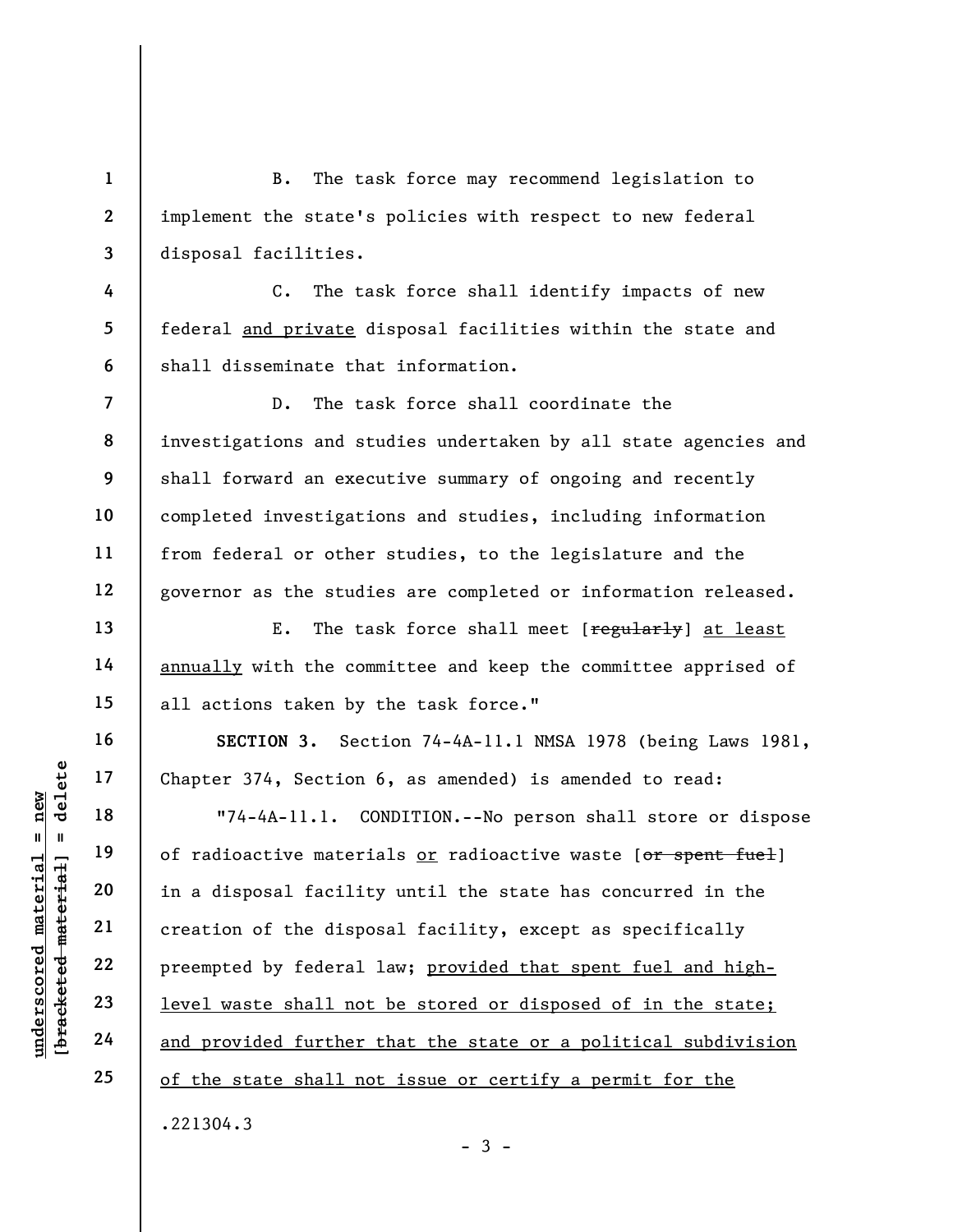B. The task force may recommend legislation to implement the state's policies with respect to new federal disposal facilities.

C. The task force shall identify impacts of new federal <u>and private</u> disposal facilities within the state and shall disseminate that information.

D. The task force shall coordinate the investigations and studies undertaken by all state agencies and shall forward an executive summary of ongoing and recently completed investigations and studies, including information from federal or other studies, to the legislature and the governor as the studies are completed or information released.

E. The task force shall meet [~~regularly~~] <u>at least annually</u> with the committee and keep the committee apprised of all actions taken by the task force."

**SECTION 3.** Section 74-4A-11.1 NMSA 1978 (being Laws 1981, Chapter 374, Section 6, as amended) is amended to read:

"74-4A-11.1. CONDITION.--No person shall store or dispose of radioactive materials <u>or</u> radioactive waste [~~or spent fuel~~] in a disposal facility until the state has concurred in the creation of the disposal facility, except as specifically preempted by federal law; <u>provided that spent fuel and high-level waste shall not be stored or disposed of in the state; and provided further that the state or a political subdivision of the state shall not issue or certify a permit for the</u>

.221304.3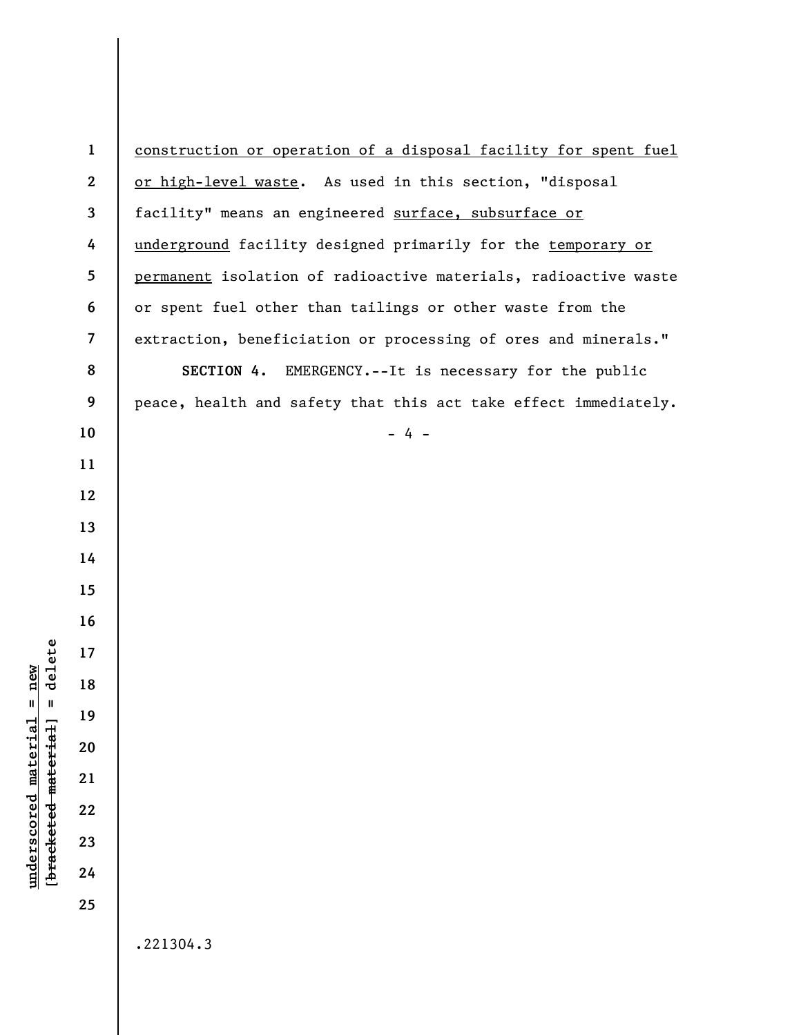construction or operation of a disposal facility for spent fuel or high-level waste. As used in this section, "disposal facility" means an engineered surface, subsurface or underground facility designed primarily for the temporary or permanent isolation of radioactive materials, radioactive waste or spent fuel other than tailings or other waste from the extraction, beneficiation or processing of ores and minerals."

**SECTION 4.** EMERGENCY.--It is necessary for the public peace, health and safety that this act take effect immediately.

.221304.3